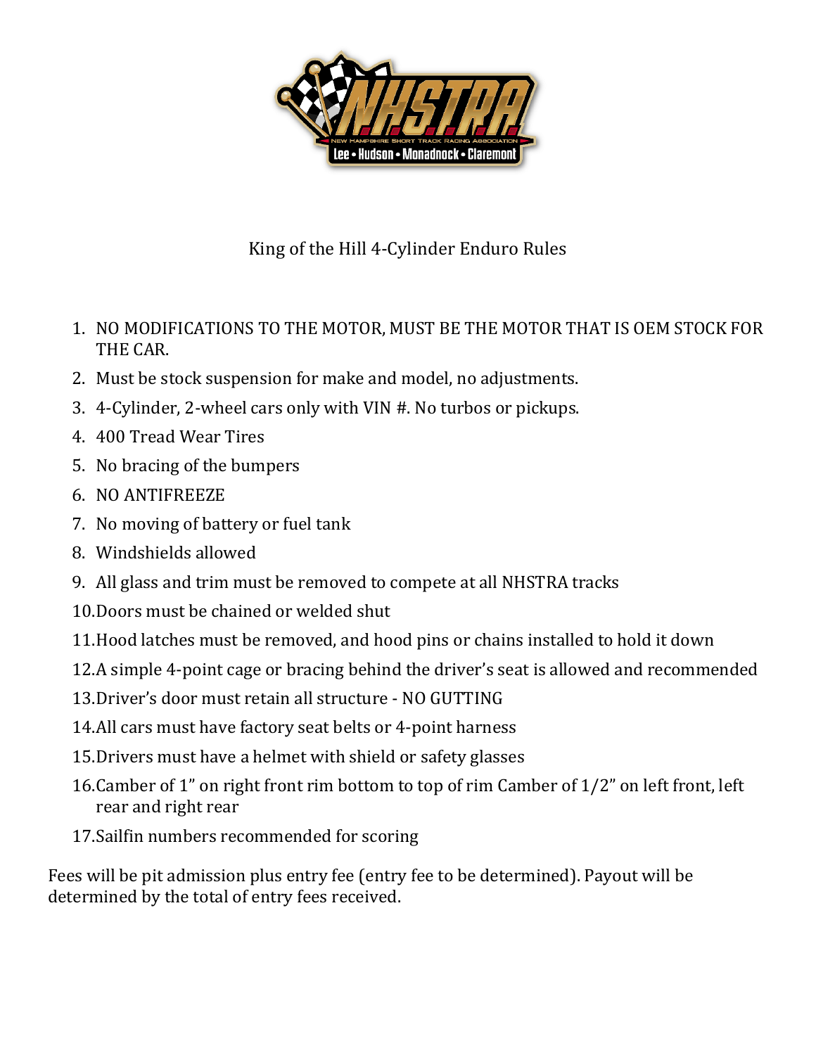# King of the Hill 4-Cylinder Enduro Rules

1. NO MODIFICATIONS TO THE MOTOR, MUST BE THE MOTOR THAT IS OEM STOCK FOR THE CAR.
2. Must be stock suspension for make and model, no adjustments.
3. 4-Cylinder, 2-wheel cars only with VIN #. No turbos or pickups.
4. 400 Tread Wear Tires
5. No bracing of the bumpers
6. NO ANTIFREEZE
7. No moving of battery or fuel tank
8. Windshields allowed
9. All glass and trim must be removed to compete at all NHSTRA tracks
10. Doors must be chained or welded shut
11. Hood latches must be removed, and hood pins or chains installed to hold it down
12. A simple 4-point cage or bracing behind the driver's seat is allowed and recommended
13. Driver's door must retain all structure - NO GUTTING
14. All cars must have factory seat belts or 4-point harness
15. Drivers must have a helmet with shield or safety glasses
16. Camber of 1" on right front rim bottom to top of rim Camber of 1/2" on left front, left rear and right rear
17. Sailfin numbers recommended for scoring

Fees will be pit admission plus entry fee (entry fee to be determined). Payout will be determined by the total of entry fees received.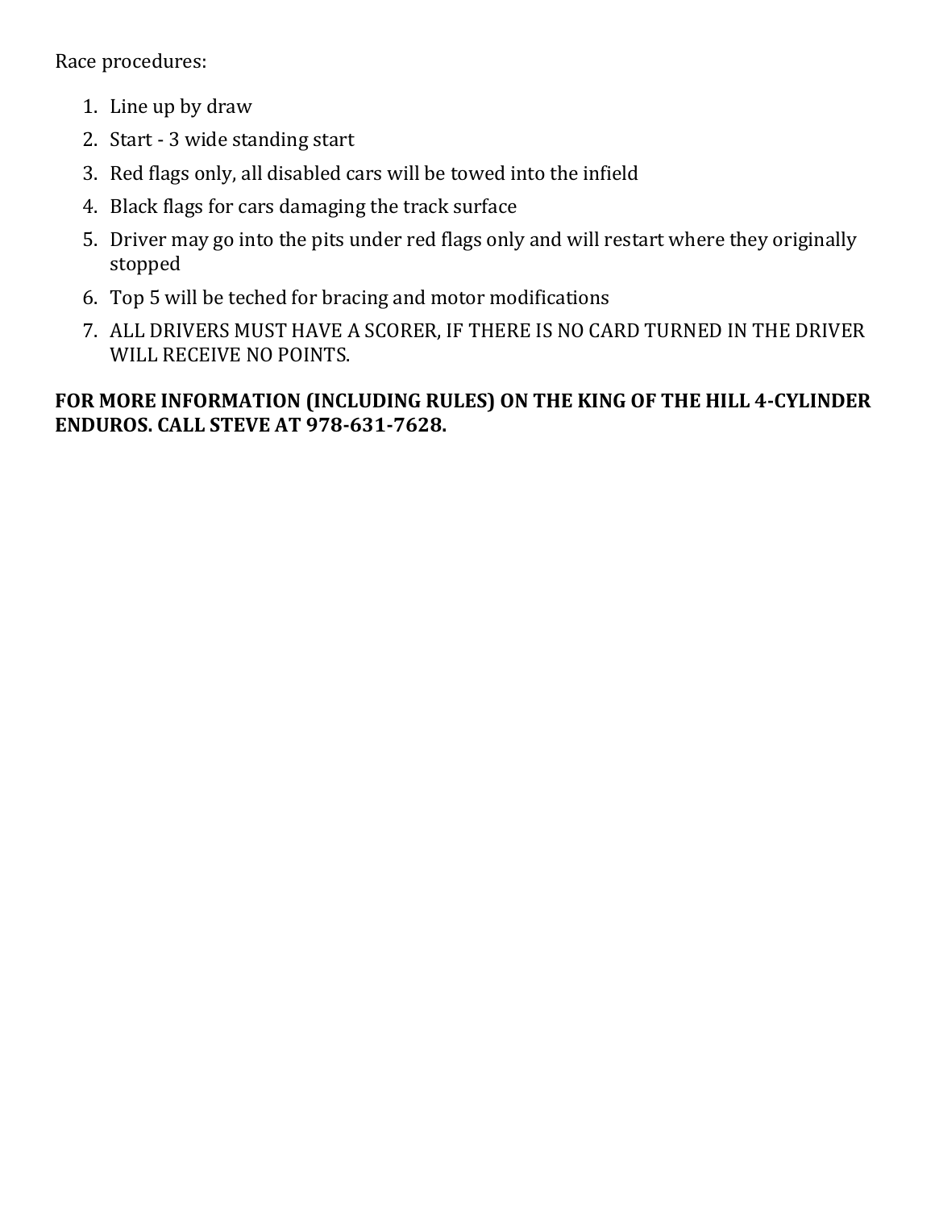Race procedures:

1. Line up by draw
2. Start - 3 wide standing start
3. Red flags only, all disabled cars will be towed into the infield
4. Black flags for cars damaging the track surface
5. Driver may go into the pits under red flags only and will restart where they originally stopped
6. Top 5 will be teched for bracing and motor modifications
7. ALL DRIVERS MUST HAVE A SCORER, IF THERE IS NO CARD TURNED IN THE DRIVER WILL RECEIVE NO POINTS.

**FOR MORE INFORMATION (INCLUDING RULES) ON THE KING OF THE HILL 4-CYLINDER ENDUROS. CALL STEVE AT 978-631-7628.**